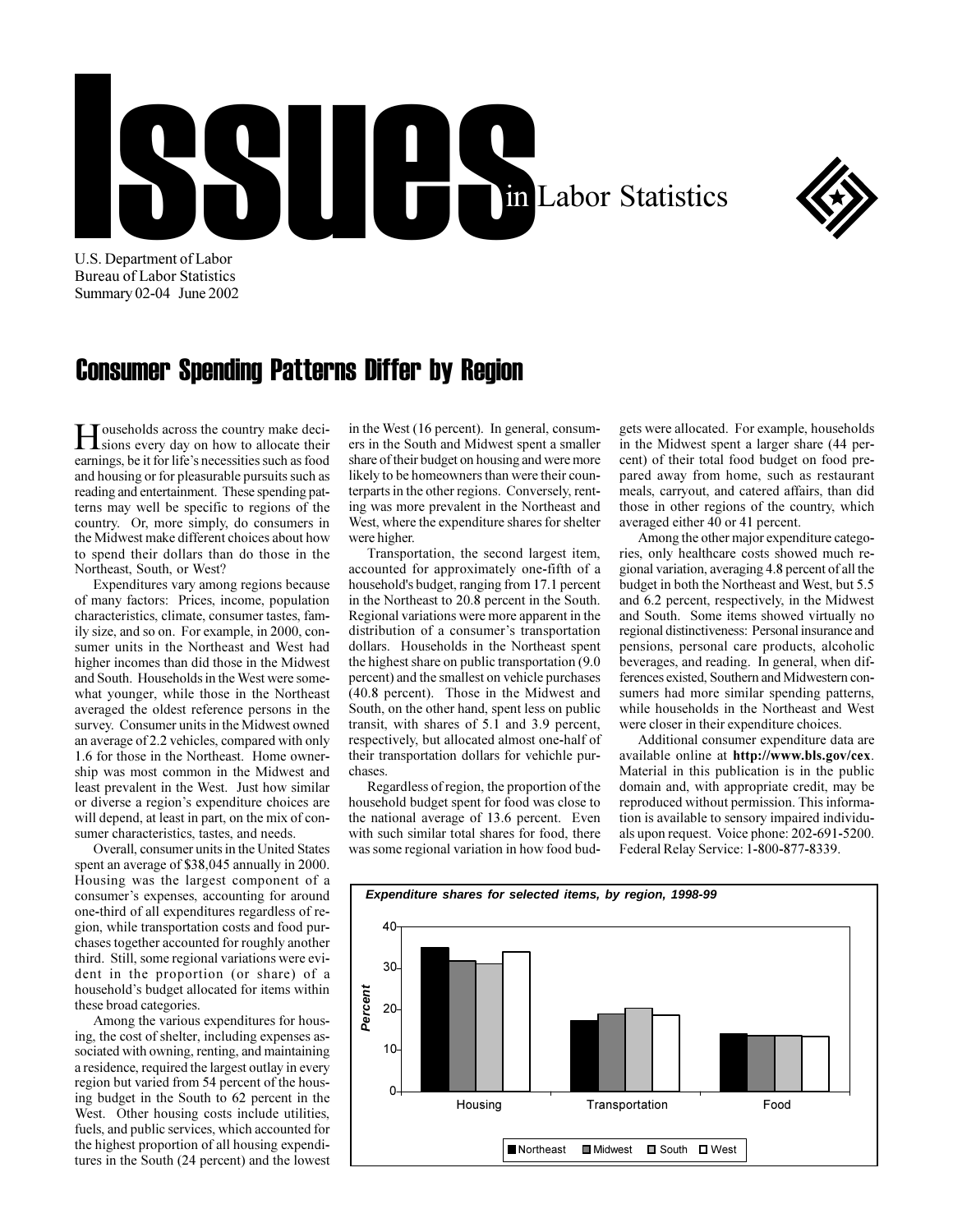# Issues in Labor Statistics

U.S. Department of Labor
Bureau of Labor Statistics
Summary 02-04 June 2002

## Consumer Spending Patterns Differ by Region

Households across the country make decisions every day on how to allocate their earnings, be it for life's necessities such as food and housing or for pleasurable pursuits such as reading and entertainment. These spending patterns may well be specific to regions of the country. Or, more simply, do consumers in the Midwest make different choices about how to spend their dollars than do those in the Northeast, South, or West?

Expenditures vary among regions because of many factors: Prices, income, population characteristics, climate, consumer tastes, family size, and so on. For example, in 2000, consumer units in the Northeast and West had higher incomes than did those in the Midwest and South. Households in the West were somewhat younger, while those in the Northeast averaged the oldest reference persons in the survey. Consumer units in the Midwest owned an average of 2.2 vehicles, compared with only 1.6 for those in the Northeast. Home ownership was most common in the Midwest and least prevalent in the West. Just how similar or diverse a region's expenditure choices are will depend, at least in part, on the mix of consumer characteristics, tastes, and needs.

Overall, consumer units in the United States spent an average of $38,045 annually in 2000. Housing was the largest component of a consumer's expenses, accounting for around one-third of all expenditures regardless of region, while transportation costs and food purchases together accounted for roughly another third. Still, some regional variations were evident in the proportion (or share) of a household's budget allocated for items within these broad categories.

Among the various expenditures for housing, the cost of shelter, including expenses associated with owning, renting, and maintaining a residence, required the largest outlay in every region but varied from 54 percent of the housing budget in the South to 62 percent in the West. Other housing costs include utilities, fuels, and public services, which accounted for the highest proportion of all housing expenditures in the South (24 percent) and the lowest in the West (16 percent). In general, consumers in the South and Midwest spent a smaller share of their budget on housing and were more likely to be homeowners than were their counterparts in the other regions. Conversely, renting was more prevalent in the Northeast and West, where the expenditure shares for shelter were higher.

Transportation, the second largest item, accounted for approximately one-fifth of a household's budget, ranging from 17.1 percent in the Northeast to 20.8 percent in the South. Regional variations were more apparent in the distribution of a consumer's transportation dollars. Households in the Northeast spent the highest share on public transportation (9.0 percent) and the smallest on vehicle purchases (40.8 percent). Those in the Midwest and South, on the other hand, spent less on public transit, with shares of 5.1 and 3.9 percent, respectively, but allocated almost one-half of their transportation dollars for vehichle purchases.

Regardless of region, the proportion of the household budget spent for food was close to the national average of 13.6 percent. Even with such similar total shares for food, there was some regional variation in how food budgets were allocated. For example, households in the Midwest spent a larger share (44 percent) of their total food budget on food prepared away from home, such as restaurant meals, carryout, and catered affairs, than did those in other regions of the country, which averaged either 40 or 41 percent.

Among the other major expenditure categories, only healthcare costs showed much regional variation, averaging 4.8 percent of all the budget in both the Northeast and West, but 5.5 and 6.2 percent, respectively, in the Midwest and South. Some items showed virtually no regional distinctiveness: Personal insurance and pensions, personal care products, alcoholic beverages, and reading. In general, when differences existed, Southern and Midwestern consumers had more similar spending patterns, while households in the Northeast and West were closer in their expenditure choices.

Additional consumer expenditure data are available online at **http://www.bls.gov/cex**. Material in this publication is in the public domain and, with appropriate credit, may be reproduced without permission. This information is available to sensory impaired individuals upon request. Voice phone: 202-691-5200. Federal Relay Service: 1-800-877-8339.

***Expenditure shares for selected items, by region, 1998-99***

Percent

40
30
20
10
0

Housing
Transportation
Food

Northeast
Midwest
South
West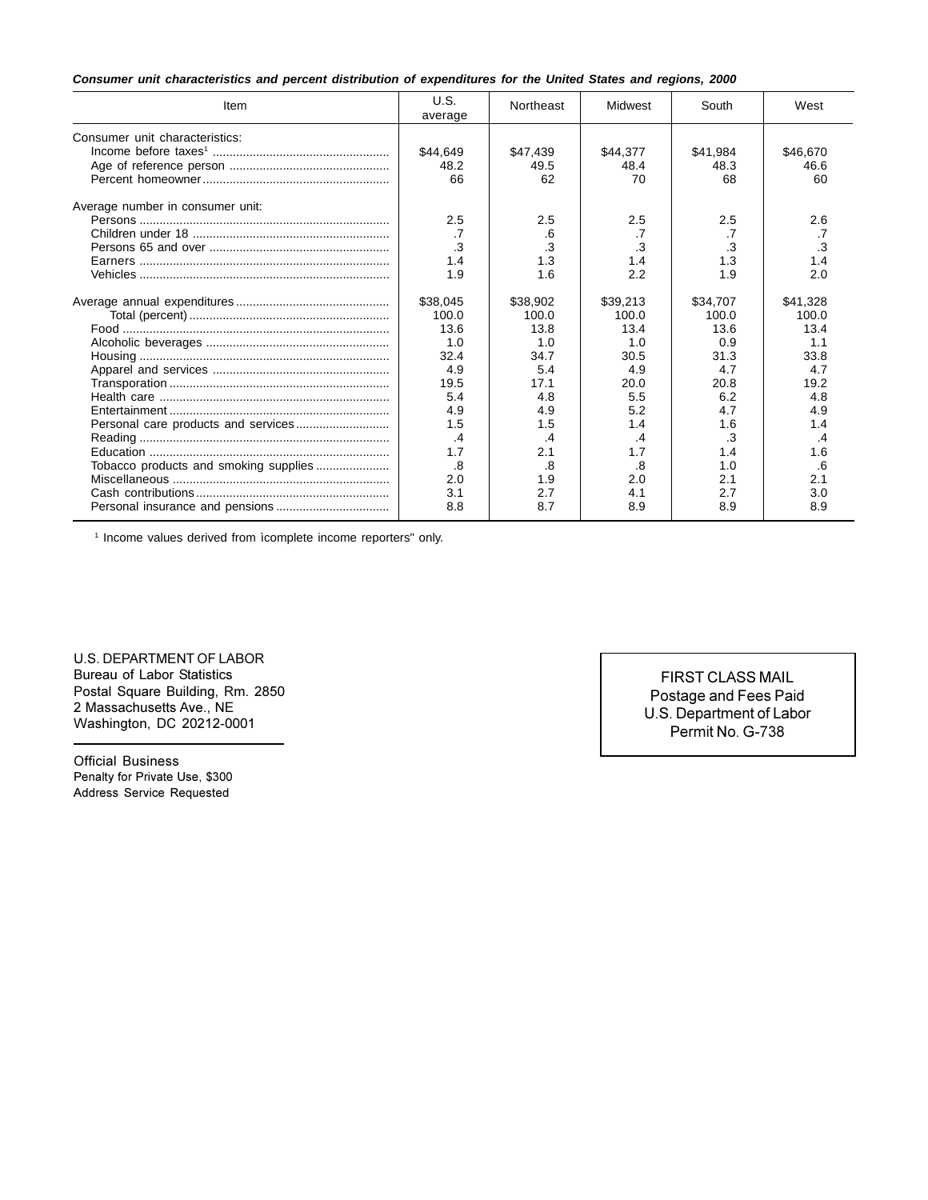***Consumer unit characteristics and percent distribution of expenditures for the United States and regions, 2000***

| Item | U.S. average | Northeast | Midwest | South | West |
|---|---|---|---|---|---|
| Consumer unit characteristics: | | | | | |
| Income before taxes[1] | $44,649 | $47,439 | $44,377 | $41,984 | $46,670 |
| Age of reference person | 48.2 | 49.5 | 48.4 | 48.3 | 46.6 |
| Percent homeowner | 66 | 62 | 70 | 68 | 60 |
| Average number in consumer unit: | | | | | |
| Persons | 2.5 | 2.5 | 2.5 | 2.5 | 2.6 |
| Children under 18 | .7 | .6 | .7 | .7 | .7 |
| Persons 65 and over | .3 | .3 | .3 | .3 | .3 |
| Earners | 1.4 | 1.3 | 1.4 | 1.3 | 1.4 |
| Vehicles | 1.9 | 1.6 | 2.2 | 1.9 | 2.0 |
| Average annual expenditures | $38,045 | $38,902 | $39,213 | $34,707 | $41,328 |
| Total (percent) | 100.0 | 100.0 | 100.0 | 100.0 | 100.0 |
| Food | 13.6 | 13.8 | 13.4 | 13.6 | 13.4 |
| Alcoholic beverages | 1.0 | 1.0 | 1.0 | 0.9 | 1.1 |
| Housing | 32.4 | 34.7 | 30.5 | 31.3 | 33.8 |
| Apparel and services | 4.9 | 5.4 | 4.9 | 4.7 | 4.7 |
| Transporation | 19.5 | 17.1 | 20.0 | 20.8 | 19.2 |
| Health care | 5.4 | 4.8 | 5.5 | 6.2 | 4.8 |
| Entertainment | 4.9 | 4.9 | 5.2 | 4.7 | 4.9 |
| Personal care products and services | 1.5 | 1.5 | 1.4 | 1.6 | 1.4 |
| Reading | .4 | .4 | .4 | .3 | .4 |
| Education | 1.7 | 2.1 | 1.7 | 1.4 | 1.6 |
| Tobacco products and smoking supplies | .8 | .8 | .8 | 1.0 | .6 |
| Miscellaneous | 2.0 | 1.9 | 2.0 | 2.1 | 2.1 |
| Cash contributions | 3.1 | 2.7 | 4.1 | 2.7 | 3.0 |
| Personal insurance and pensions | 8.8 | 8.7 | 8.9 | 8.9 | 8.9 |

[1] Income values derived from ìcomplete income reporters" only.

U.S. DEPARTMENT OF LABOR
Bureau of Labor Statistics
Postal Square Building, Rm. 2850
2 Massachusetts Ave., NE
Washington, DC 20212-0001

Official Business
Penalty for Private Use, $300
Address Service Requested

FIRST CLASS MAIL
Postage and Fees Paid
U.S. Department of Labor
Permit No. G-738